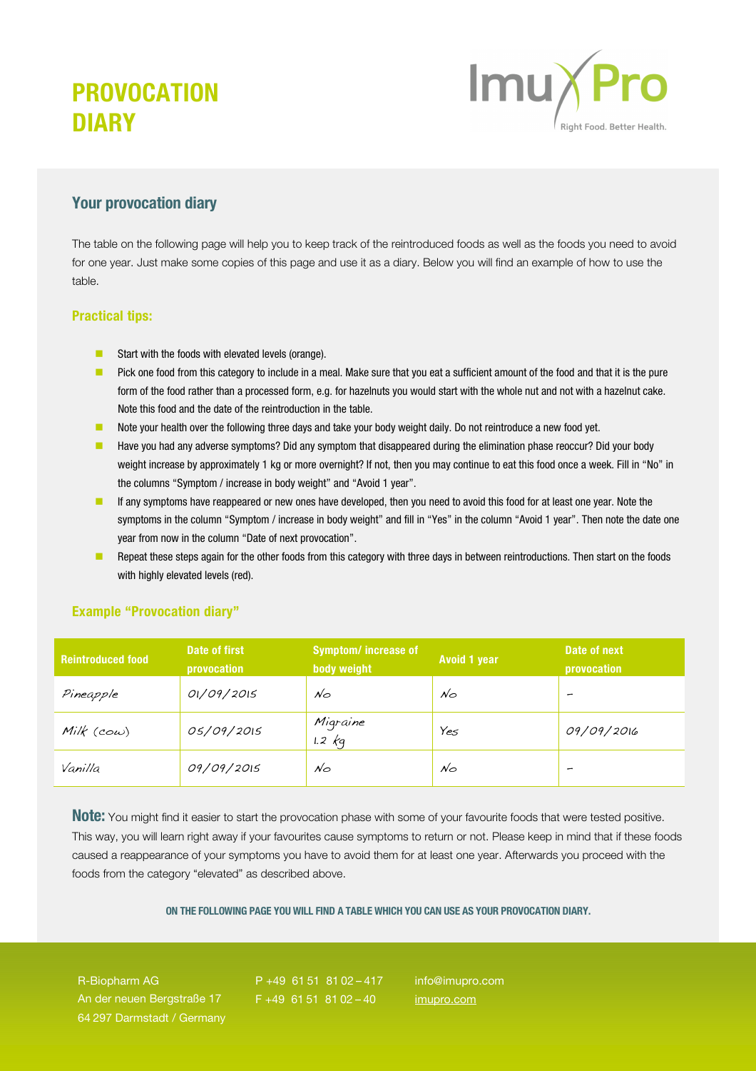# PROVOCATION DIARY

ImuPro
Right Food. Better Health.

## Your provocation diary

The table on the following page will help you to keep track of the reintroduced foods as well as the foods you need to avoid for one year. Just make some copies of this page and use it as a diary. Below you will find an example of how to use the table.

### Practical tips:

- Start with the foods with elevated levels (orange).
- Pick one food from this category to include in a meal. Make sure that you eat a sufficient amount of the food and that it is the pure form of the food rather than a processed form, e.g. for hazelnuts you would start with the whole nut and not with a hazelnut cake. Note this food and the date of the reintroduction in the table.
- Note your health over the following three days and take your body weight daily. Do not reintroduce a new food yet.
- Have you had any adverse symptoms? Did any symptom that disappeared during the elimination phase reoccur? Did your body weight increase by approximately 1 kg or more overnight? If not, then you may continue to eat this food once a week. Fill in "No" in the columns "Symptom / increase in body weight" and "Avoid 1 year".
- If any symptoms have reappeared or new ones have developed, then you need to avoid this food for at least one year. Note the symptoms in the column "Symptom / increase in body weight" and fill in "Yes" in the column "Avoid 1 year". Then note the date one year from now in the column "Date of next provocation".
- Repeat these steps again for the other foods from this category with three days in between reintroductions. Then start on the foods with highly elevated levels (red).

### Example "Provocation diary"

| Reintroduced food | Date of first provocation | Symptom/ increase of body weight | Avoid 1 year | Date of next provocation |
|---|---|---|---|---|
| Pineapple | 01/09/2015 | No | No | – |
| Milk (cow) | 05/09/2015 | Migraine 1.2 kg | Yes | 09/09/2016 |
| Vanilla | 09/09/2015 | No | No | – |

**Note:** You might find it easier to start the provocation phase with some of your favourite foods that were tested positive. This way, you will learn right away if your favourites cause symptoms to return or not. Please keep in mind that if these foods caused a reappearance of your symptoms you have to avoid them for at least one year. Afterwards you proceed with the foods from the category "elevated" as described above.

**ON THE FOLLOWING PAGE YOU WILL FIND A TABLE WHICH YOU CAN USE AS YOUR PROVOCATION DIARY.**

R-Biopharm AG
An der neuen Bergstraße 17
64 297 Darmstadt / Germany

P +49 61 51 81 02 – 417
F +49 61 51 81 02 – 40

info@imupro.com
imupro.com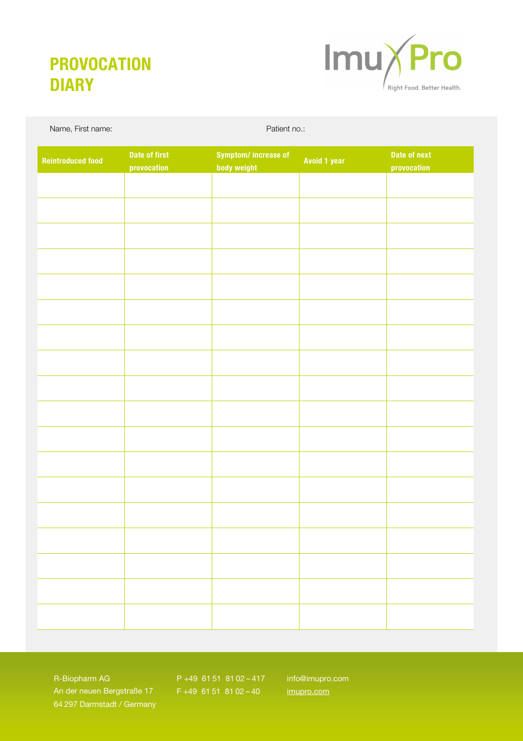# PROVOCATION DIARY

ImuPro
Right Food. Better Health.

Name, First name: Patient no.:

| Reintroduced food | Date of first provocation | Symptom/ increase of body weight | Avoid 1 year | Date of next provocation |
|---|---|---|---|---|
| | | | | |
| | | | | |
| | | | | |
| | | | | |
| | | | | |
| | | | | |
| | | | | |
| | | | | |
| | | | | |
| | | | | |
| | | | | |
| | | | | |
| | | | | |
| | | | | |
| | | | | |
| | | | | |
| | | | | |
| | | | | |

R-Biopharm AG
An der neuen Bergstraße 17
64 297 Darmstadt / Germany

P +49 61 51 81 02 – 417
F +49 61 51 81 02 – 40

info@imupro.com
imupro.com